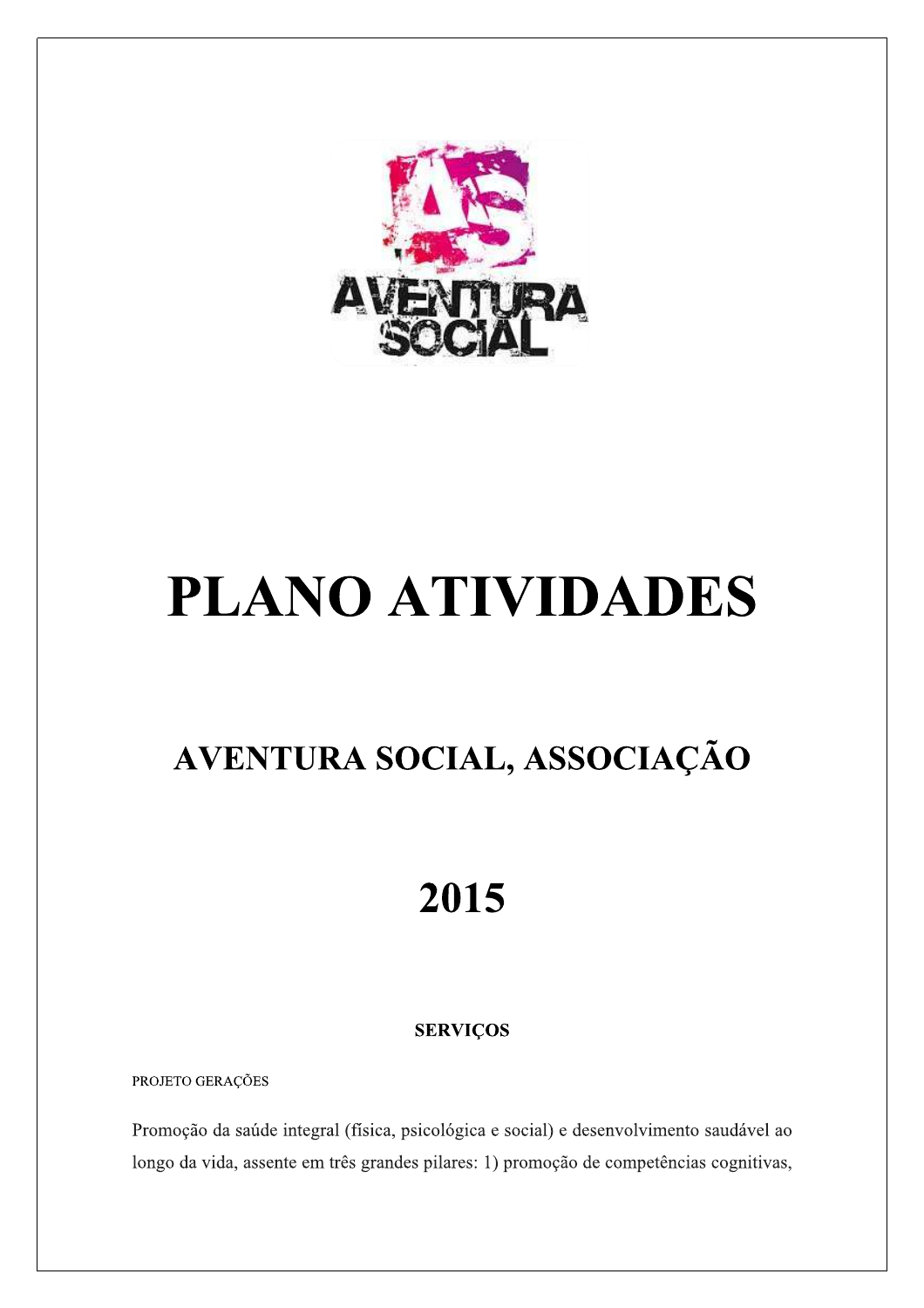# PLANO ATIVIDADES

## AVENTURA SOCIAL, ASSOCIAÇÃO

## 2015

### SERVIÇOS

PROJETO GERAÇÕES

Promoção da saúde integral (física, psicológica e social) e desenvolvimento saudável ao longo da vida, assente em três grandes pilares: 1) promoção de competências cognitivas,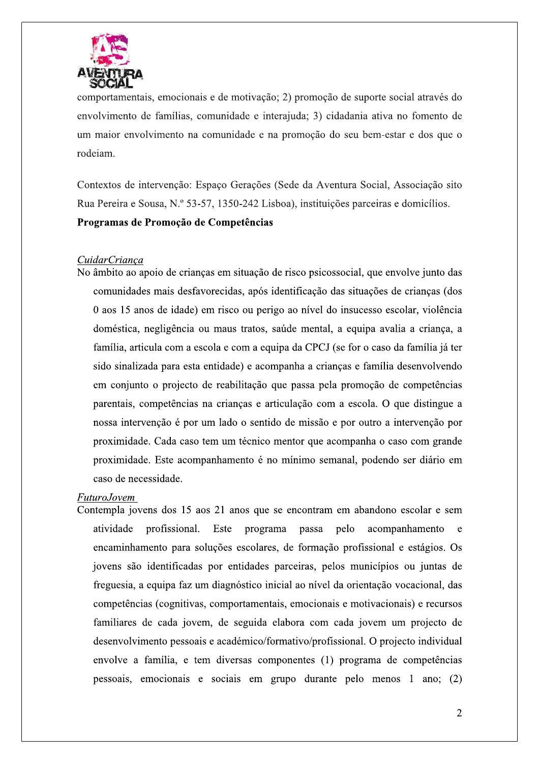comportamentais, emocionais e de motivação; 2) promoção de suporte social através do envolvimento de famílias, comunidade e interajuda; 3) cidadania ativa no fomento de um maior envolvimento na comunidade e na promoção do seu bem-estar e dos que o rodeiam.

Contextos de intervenção: Espaço Gerações (Sede da Aventura Social, Associação sito Rua Pereira e Sousa, N.º 53-57, 1350-242 Lisboa), instituições parceiras e domicílios.

**Programas de Promoção de Competências**

*CuidarCriança*

No âmbito ao apoio de crianças em situação de risco psicossocial, que envolve junto das comunidades mais desfavorecidas, após identificação das situações de crianças (dos 0 aos 15 anos de idade) em risco ou perigo ao nível do insucesso escolar, violência doméstica, negligência ou maus tratos, saúde mental, a equipa avalia a criança, a família, articula com a escola e com a equipa da CPCJ (se for o caso da família já ter sido sinalizada para esta entidade) e acompanha a crianças e família desenvolvendo em conjunto o projecto de reabilitação que passa pela promoção de competências parentais, competências na crianças e articulação com a escola. O que distingue a nossa intervenção é por um lado o sentido de missão e por outro a intervenção por proximidade. Cada caso tem um técnico mentor que acompanha o caso com grande proximidade. Este acompanhamento é no mínimo semanal, podendo ser diário em caso de necessidade.

*FuturoJovem*

Contempla jovens dos 15 aos 21 anos que se encontram em abandono escolar e sem atividade profissional. Este programa passa pelo acompanhamento e encaminhamento para soluções escolares, de formação profissional e estágios. Os jovens são identificadas por entidades parceiras, pelos municípios ou juntas de freguesia, a equipa faz um diagnóstico inicial ao nível da orientação vocacional, das competências (cognitivas, comportamentais, emocionais e motivacionais) e recursos familiares de cada jovem, de seguida elabora com cada jovem um projecto de desenvolvimento pessoais e académico/formativo/profissional. O projecto individual envolve a família, e tem diversas componentes (1) programa de competências pessoais, emocionais e sociais em grupo durante pelo menos 1 ano; (2)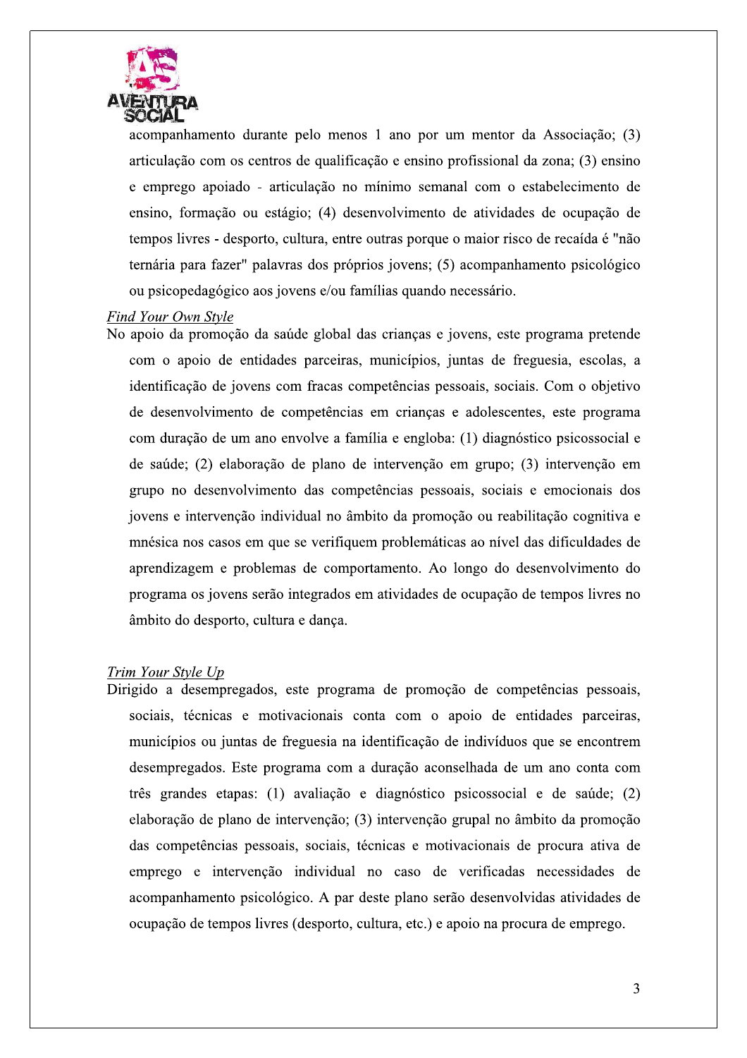acompanhamento durante pelo menos 1 ano por um mentor da Associação; (3) articulação com os centros de qualificação e ensino profissional da zona; (3) ensino e emprego apoiado - articulação no mínimo semanal com o estabelecimento de ensino, formação ou estágio; (4) desenvolvimento de atividades de ocupação de tempos livres - desporto, cultura, entre outras porque o maior risco de recaída é "não ternária para fazer" palavras dos próprios jovens; (5) acompanhamento psicológico ou psicopedagógico aos jovens e/ou famílias quando necessário.

*Find Your Own Style*

No apoio da promoção da saúde global das crianças e jovens, este programa pretende com o apoio de entidades parceiras, municípios, juntas de freguesia, escolas, a identificação de jovens com fracas competências pessoais, sociais. Com o objetivo de desenvolvimento de competências em crianças e adolescentes, este programa com duração de um ano envolve a família e engloba: (1) diagnóstico psicossocial e de saúde; (2) elaboração de plano de intervenção em grupo; (3) intervenção em grupo no desenvolvimento das competências pessoais, sociais e emocionais dos jovens e intervenção individual no âmbito da promoção ou reabilitação cognitiva e mnésica nos casos em que se verifiquem problemáticas ao nível das dificuldades de aprendizagem e problemas de comportamento. Ao longo do desenvolvimento do programa os jovens serão integrados em atividades de ocupação de tempos livres no âmbito do desporto, cultura e dança.

*Trim Your Style Up*

Dirigido a desempregados, este programa de promoção de competências pessoais, sociais, técnicas e motivacionais conta com o apoio de entidades parceiras, municípios ou juntas de freguesia na identificação de indivíduos que se encontrem desempregados. Este programa com a duração aconselhada de um ano conta com três grandes etapas: (1) avaliação e diagnóstico psicossocial e de saúde; (2) elaboração de plano de intervenção; (3) intervenção grupal no âmbito da promoção das competências pessoais, sociais, técnicas e motivacionais de procura ativa de emprego e intervenção individual no caso de verificadas necessidades de acompanhamento psicológico. A par deste plano serão desenvolvidas atividades de ocupação de tempos livres (desporto, cultura, etc.) e apoio na procura de emprego.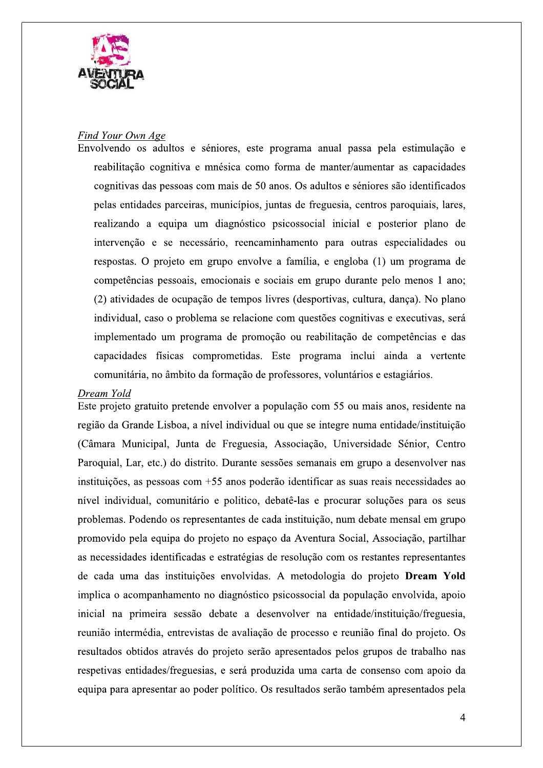*Find Your Own Age*

Envolvendo os adultos e séniores, este programa anual passa pela estimulação e reabilitação cognitiva e mnésica como forma de manter/aumentar as capacidades cognitivas das pessoas com mais de 50 anos. Os adultos e séniores são identificados pelas entidades parceiras, municípios, juntas de freguesia, centros paroquiais, lares, realizando a equipa um diagnóstico psicossocial inicial e posterior plano de intervenção e se necessário, reencaminhamento para outras especialidades ou respostas. O projeto em grupo envolve a família, e engloba (1) um programa de competências pessoais, emocionais e sociais em grupo durante pelo menos 1 ano; (2) atividades de ocupação de tempos livres (desportivas, cultura, dança). No plano individual, caso o problema se relacione com questões cognitivas e executivas, será implementado um programa de promoção ou reabilitação de competências e das capacidades físicas comprometidas. Este programa inclui ainda a vertente comunitária, no âmbito da formação de professores, voluntários e estagiários.

*Dream Yold*

Este projeto gratuito pretende envolver a população com 55 ou mais anos, residente na região da Grande Lisboa, a nível individual ou que se integre numa entidade/instituição (Câmara Municipal, Junta de Freguesia, Associação, Universidade Sénior, Centro Paroquial, Lar, etc.) do distrito. Durante sessões semanais em grupo a desenvolver nas instituições, as pessoas com +55 anos poderão identificar as suas reais necessidades ao nível individual, comunitário e politico, debatê-las e procurar soluções para os seus problemas. Podendo os representantes de cada instituição, num debate mensal em grupo promovido pela equipa do projeto no espaço da Aventura Social, Associação, partilhar as necessidades identificadas e estratégias de resolução com os restantes representantes de cada uma das instituições envolvidas. A metodologia do projeto **Dream Yold** implica o acompanhamento no diagnóstico psicossocial da população envolvida, apoio inicial na primeira sessão debate a desenvolver na entidade/instituição/freguesia, reunião intermédia, entrevistas de avaliação de processo e reunião final do projeto. Os resultados obtidos através do projeto serão apresentados pelos grupos de trabalho nas respetivas entidades/freguesias, e será produzida uma carta de consenso com apoio da equipa para apresentar ao poder político. Os resultados serão também apresentados pela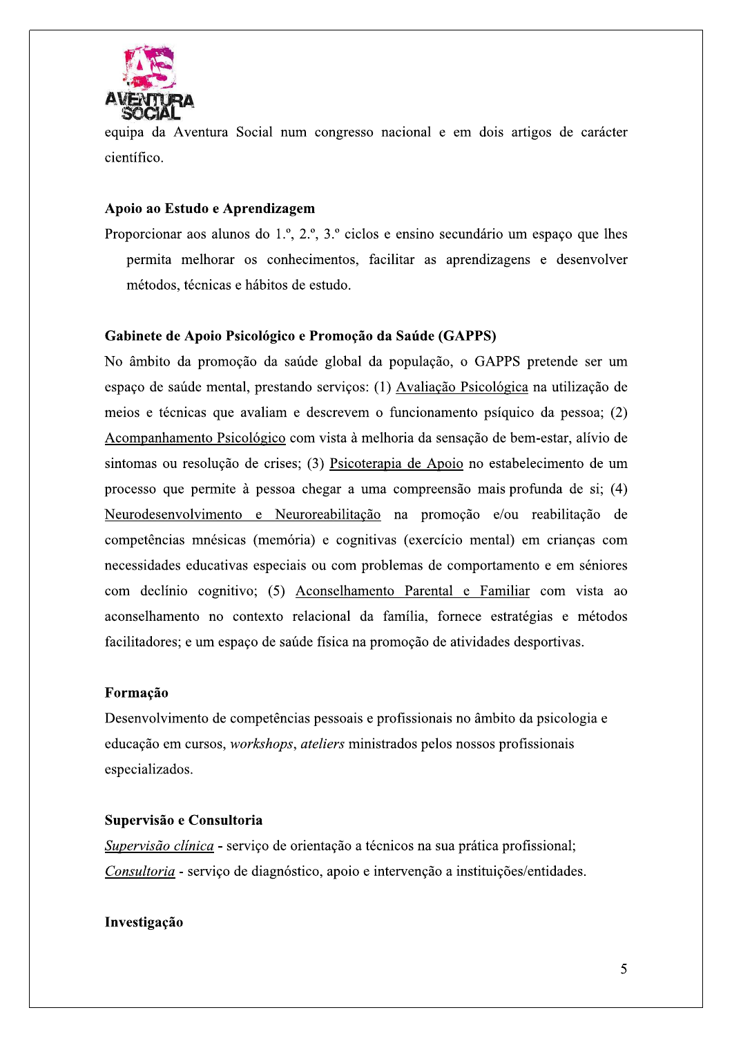equipa da Aventura Social num congresso nacional e em dois artigos de carácter científico.

### Apoio ao Estudo e Aprendizagem

Proporcionar aos alunos do 1.º, 2.º, 3.º ciclos e ensino secundário um espaço que lhes permita melhorar os conhecimentos, facilitar as aprendizagens e desenvolver métodos, técnicas e hábitos de estudo.

### Gabinete de Apoio Psicológico e Promoção da Saúde (GAPPS)

No âmbito da promoção da saúde global da população, o GAPPS pretende ser um espaço de saúde mental, prestando serviços: (1) <u>Avaliação Psicológica</u> na utilização de meios e técnicas que avaliam e descrevem o funcionamento psíquico da pessoa; (2) <u>Acompanhamento Psicológico</u> com vista à melhoria da sensação de bem-estar, alívio de sintomas ou resolução de crises; (3) <u>Psicoterapia de Apoio</u> no estabelecimento de um processo que permite à pessoa chegar a uma compreensão mais profunda de si; (4) <u>Neurodesenvolvimento e Neuroreabilitação</u> na promoção e/ou reabilitação de competências mnésicas (memória) e cognitivas (exercício mental) em crianças com necessidades educativas especiais ou com problemas de comportamento e em séniores com declínio cognitivo; (5) <u>Aconselhamento Parental e Familiar</u> com vista ao aconselhamento no contexto relacional da família, fornece estratégias e métodos facilitadores; e um espaço de saúde física na promoção de atividades desportivas.

### Formação

Desenvolvimento de competências pessoais e profissionais no âmbito da psicologia e educação em cursos, *workshops*, *ateliers* ministrados pelos nossos profissionais especializados.

### Supervisão e Consultoria

*<u>Supervisão clínica</u>* - serviço de orientação a técnicos na sua prática profissional;

*<u>Consultoria</u>* - serviço de diagnóstico, apoio e intervenção a instituições/entidades.

### Investigação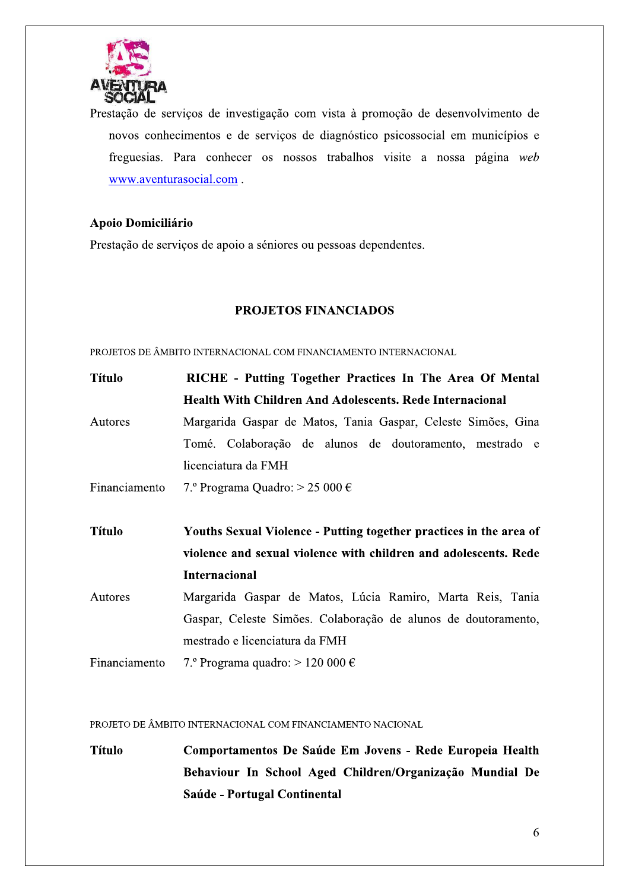Prestação de serviços de investigação com vista à promoção de desenvolvimento de novos conhecimentos e de serviços de diagnóstico psicossocial em municípios e freguesias. Para conhecer os nossos trabalhos visite a nossa página *web* www.aventurasocial.com .

**Apoio Domiciliário**

Prestação de serviços de apoio a séniores ou pessoas dependentes.

## PROJETOS FINANCIADOS

PROJETOS DE ÂMBITO INTERNACIONAL COM FINANCIAMENTO INTERNACIONAL

| | |
|---|---|
| **Título** | **RICHE - Putting Together Practices In The Area Of Mental Health With Children And Adolescents. Rede Internacional** |
| Autores | Margarida Gaspar de Matos, Tania Gaspar, Celeste Simões, Gina Tomé. Colaboração de alunos de doutoramento, mestrado e licenciatura da FMH |
| Financiamento | 7.º Programa Quadro: > 25 000 € |

| | |
|---|---|
| **Título** | **Youths Sexual Violence - Putting together practices in the area of violence and sexual violence with children and adolescents. Rede Internacional** |
| Autores | Margarida Gaspar de Matos, Lúcia Ramiro, Marta Reis, Tania Gaspar, Celeste Simões. Colaboração de alunos de doutoramento, mestrado e licenciatura da FMH |
| Financiamento | 7.º Programa quadro: > 120 000 € |

PROJETO DE ÂMBITO INTERNACIONAL COM FINANCIAMENTO NACIONAL

| | |
|---|---|
| **Título** | **Comportamentos De Saúde Em Jovens - Rede Europeia Health Behaviour In School Aged Children/Organização Mundial De Saúde - Portugal Continental** |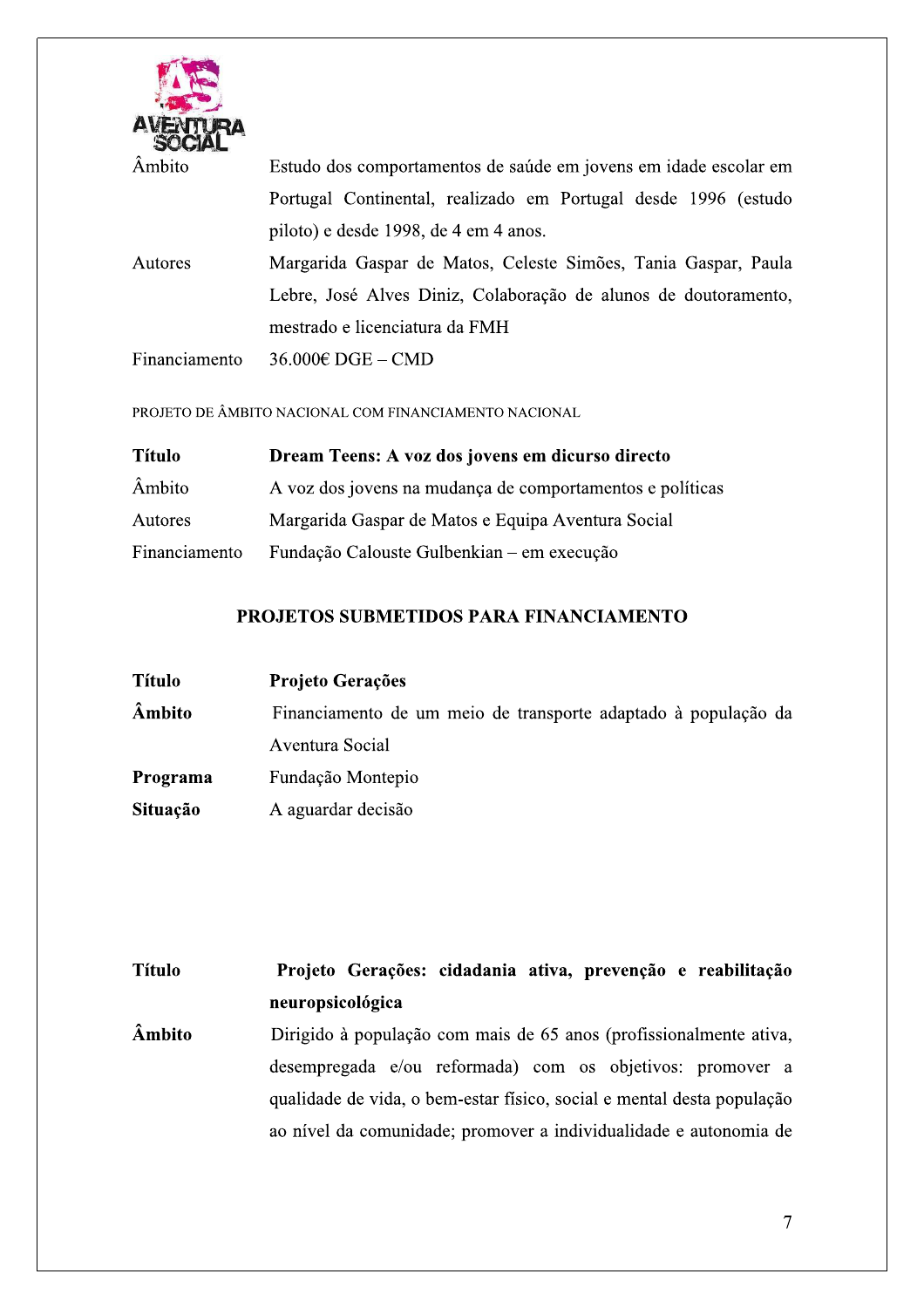| | |
|---|---|
| Âmbito | Estudo dos comportamentos de saúde em jovens em idade escolar em Portugal Continental, realizado em Portugal desde 1996 (estudo piloto) e desde 1998, de 4 em 4 anos. |
| Autores | Margarida Gaspar de Matos, Celeste Simões, Tania Gaspar, Paula Lebre, José Alves Diniz, Colaboração de alunos de doutoramento, mestrado e licenciatura da FMH |
| Financiamento | 36.000€ DGE – CMD |

PROJETO DE ÂMBITO NACIONAL COM FINANCIAMENTO NACIONAL

| | |
|---|---|
| **Título** | **Dream Teens: A voz dos jovens em dicurso directo** |
| Âmbito | A voz dos jovens na mudança de comportamentos e políticas |
| Autores | Margarida Gaspar de Matos e Equipa Aventura Social |
| Financiamento | Fundação Calouste Gulbenkian – em execução |

## PROJETOS SUBMETIDOS PARA FINANCIAMENTO

| | |
|---|---|
| **Título** | **Projeto Gerações** |
| **Âmbito** | Financiamento de um meio de transporte adaptado à população da Aventura Social |
| **Programa** | Fundação Montepio |
| **Situação** | A aguardar decisão |

| | |
|---|---|
| **Título** | **Projeto Gerações: cidadania ativa, prevenção e reabilitação neuropsicológica** |
| **Âmbito** | Dirigido à população com mais de 65 anos (profissionalmente ativa, desempregada e/ou reformada) com os objetivos: promover a qualidade de vida, o bem-estar físico, social e mental desta população ao nível da comunidade; promover a individualidade e autonomia de |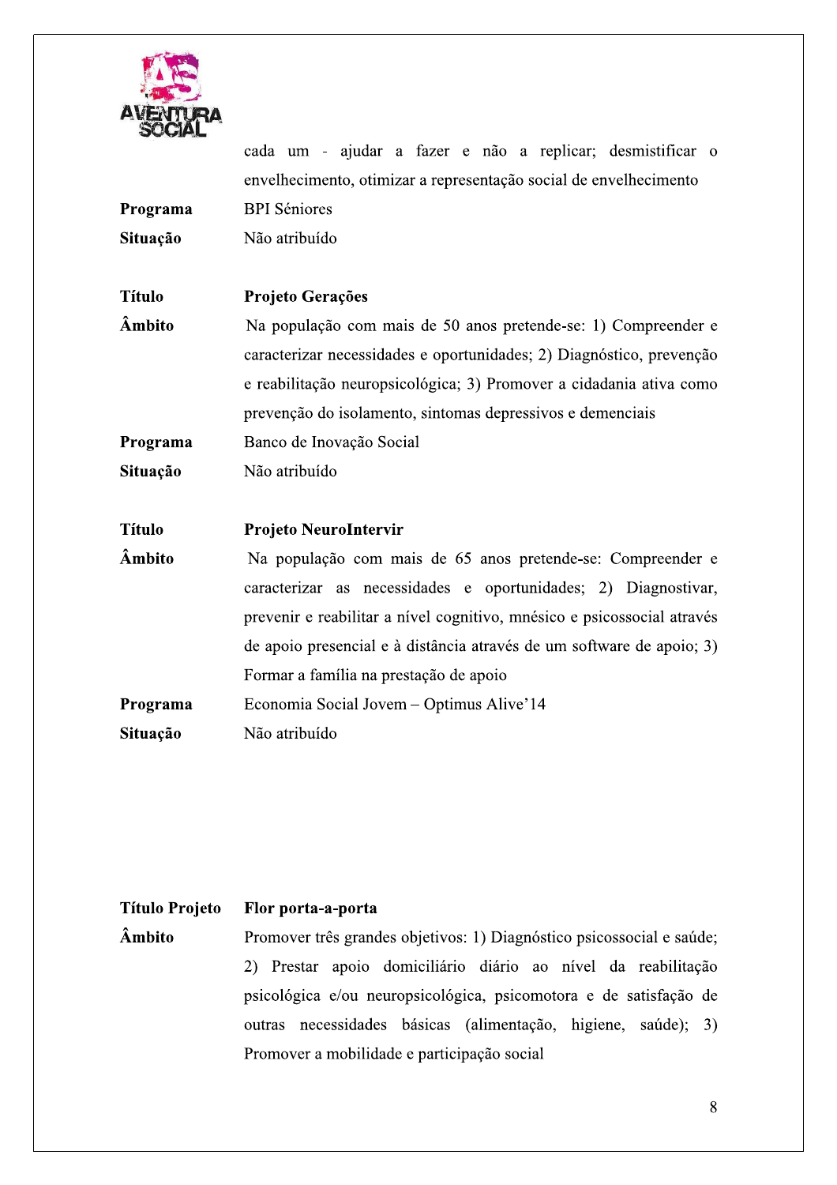cada um - ajudar a fazer e não a replicar; desmistificar o envelhecimento, otimizar a representação social de envelhecimento

| | |
|---|---|
| **Programa** | BPI Séniores |
| **Situação** | Não atribuído |

| | |
|---|---|
| **Título** | **Projeto Gerações** |
| **Âmbito** | Na população com mais de 50 anos pretende-se: 1) Compreender e caracterizar necessidades e oportunidades; 2) Diagnóstico, prevenção e reabilitação neuropsicológica; 3) Promover a cidadania ativa como prevenção do isolamento, sintomas depressivos e demenciais |
| **Programa** | Banco de Inovação Social |
| **Situação** | Não atribuído |

| | |
|---|---|
| **Título** | **Projeto NeuroIntervir** |
| **Âmbito** | Na população com mais de 65 anos pretende-se: Compreender e caracterizar as necessidades e oportunidades; 2) Diagnostivar, prevenir e reabilitar a nível cognitivo, mnésico e psicossocial através de apoio presencial e à distância através de um software de apoio; 3) Formar a família na prestação de apoio |
| **Programa** | Economia Social Jovem – Optimus Alive'14 |
| **Situação** | Não atribuído |

| | |
|---|---|
| **Título Projeto** | **Flor porta-a-porta** |
| **Âmbito** | Promover três grandes objetivos: 1) Diagnóstico psicossocial e saúde; 2) Prestar apoio domiciliário diário ao nível da reabilitação psicológica e/ou neuropsicológica, psicomotora e de satisfação de outras necessidades básicas (alimentação, higiene, saúde); 3) Promover a mobilidade e participação social |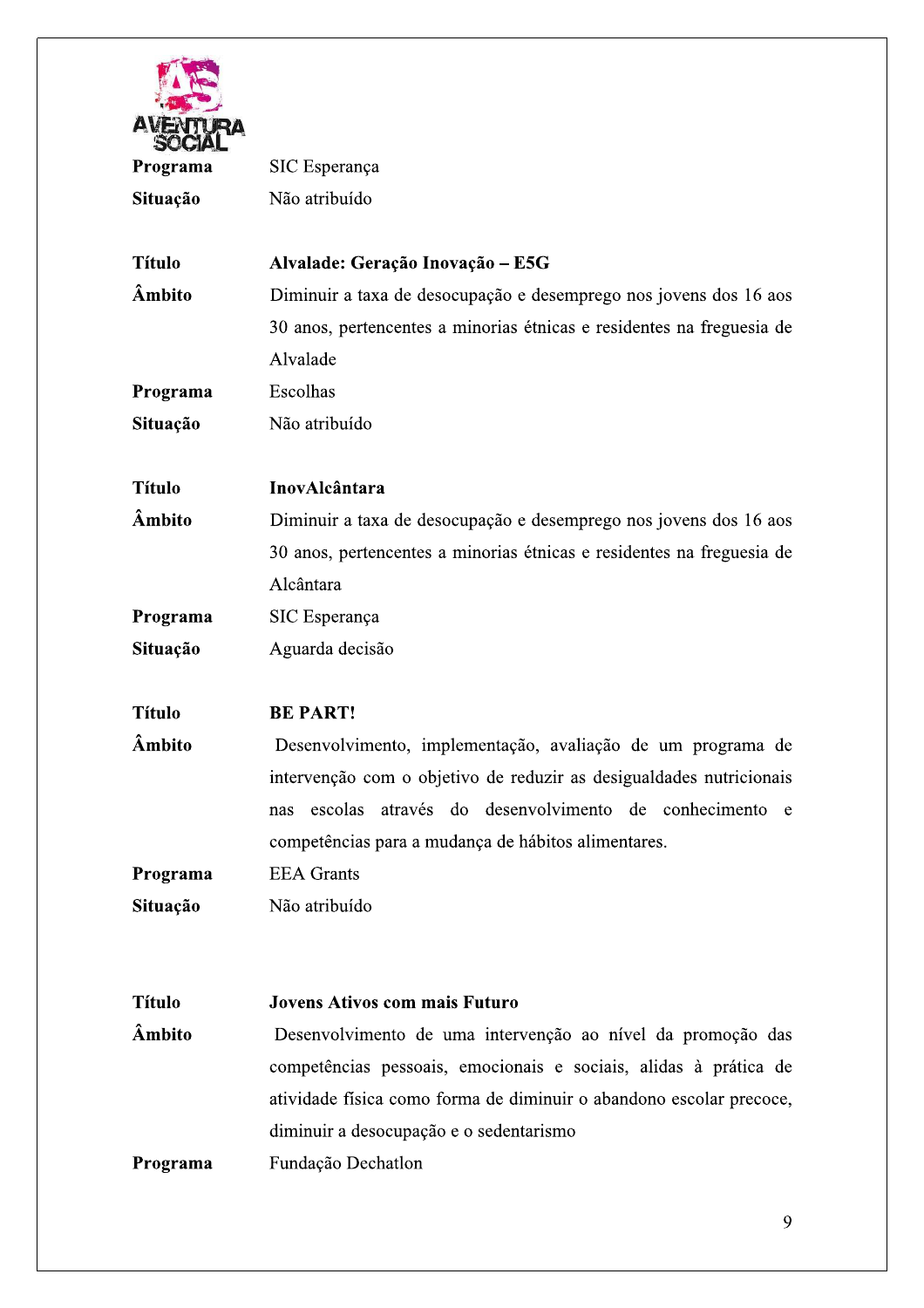**Programa** SIC Esperança

**Situação** Não atribuído

**Título** **Alvalade: Geração Inovação – E5G**

**Âmbito** Diminuir a taxa de desocupação e desemprego nos jovens dos 16 aos 30 anos, pertencentes a minorias étnicas e residentes na freguesia de Alvalade

**Programa** Escolhas

**Situação** Não atribuído

**Título** **InovAlcântara**

**Âmbito** Diminuir a taxa de desocupação e desemprego nos jovens dos 16 aos 30 anos, pertencentes a minorias étnicas e residentes na freguesia de Alcântara

**Programa** SIC Esperança

**Situação** Aguarda decisão

**Título** **BE PART!**

**Âmbito** Desenvolvimento, implementação, avaliação de um programa de intervenção com o objetivo de reduzir as desigualdades nutricionais nas escolas através do desenvolvimento de conhecimento e competências para a mudança de hábitos alimentares.

**Programa** EEA Grants

**Situação** Não atribuído

**Título** **Jovens Ativos com mais Futuro**

**Âmbito** Desenvolvimento de uma intervenção ao nível da promoção das competências pessoais, emocionais e sociais, alidas à prática de atividade física como forma de diminuir o abandono escolar precoce, diminuir a desocupação e o sedentarismo

**Programa** Fundação Dechatlon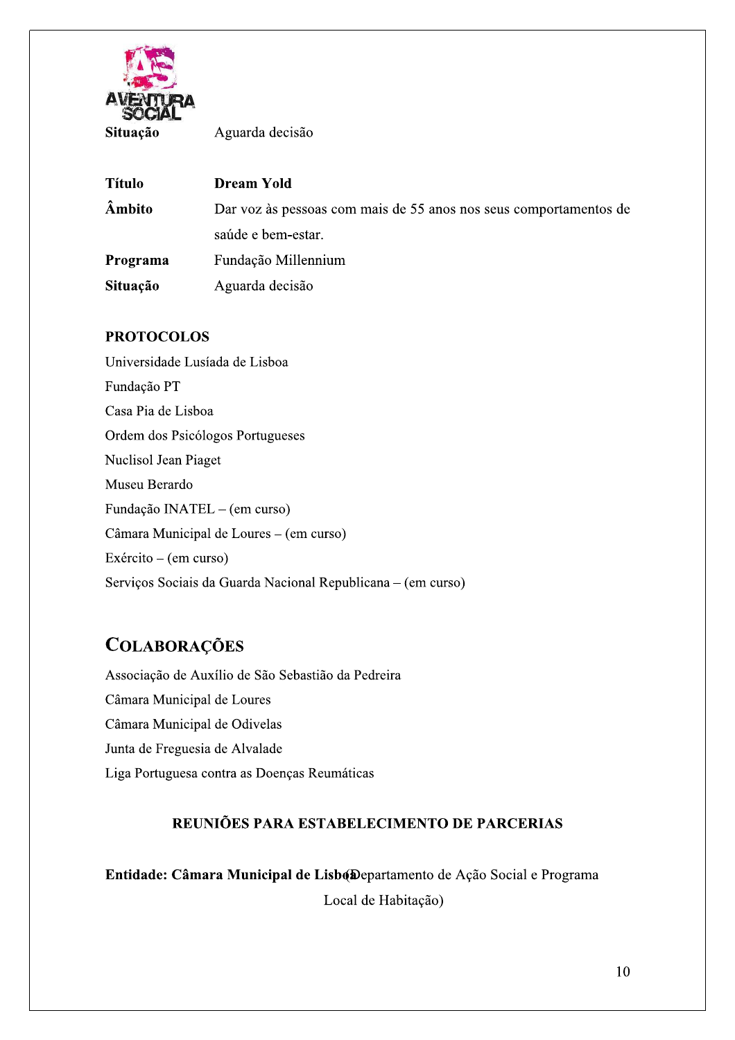**Situação** Aguarda decisão

| | |
|---|---|
| **Título** | **Dream Yold** |
| **Âmbito** | Dar voz às pessoas com mais de 55 anos nos seus comportamentos de saúde e bem-estar. |
| **Programa** | Fundação Millennium |
| **Situação** | Aguarda decisão |

**PROTOCOLOS**

Universidade Lusíada de Lisboa
Fundação PT
Casa Pia de Lisboa
Ordem dos Psicólogos Portugueses
Nuclisol Jean Piaget
Museu Berardo
Fundação INATEL – (em curso)
Câmara Municipal de Loures – (em curso)
Exército – (em curso)
Serviços Sociais da Guarda Nacional Republicana – (em curso)

## COLABORAÇÕES

Associação de Auxílio de São Sebastião da Pedreira
Câmara Municipal de Loures
Câmara Municipal de Odivelas
Junta de Freguesia de Alvalade
Liga Portuguesa contra as Doenças Reumáticas

### REUNIÕES PARA ESTABELECIMENTO DE PARCERIAS

**Entidade: Câmara Municipal de Lisboa** (Departamento de Ação Social e Programa Local de Habitação)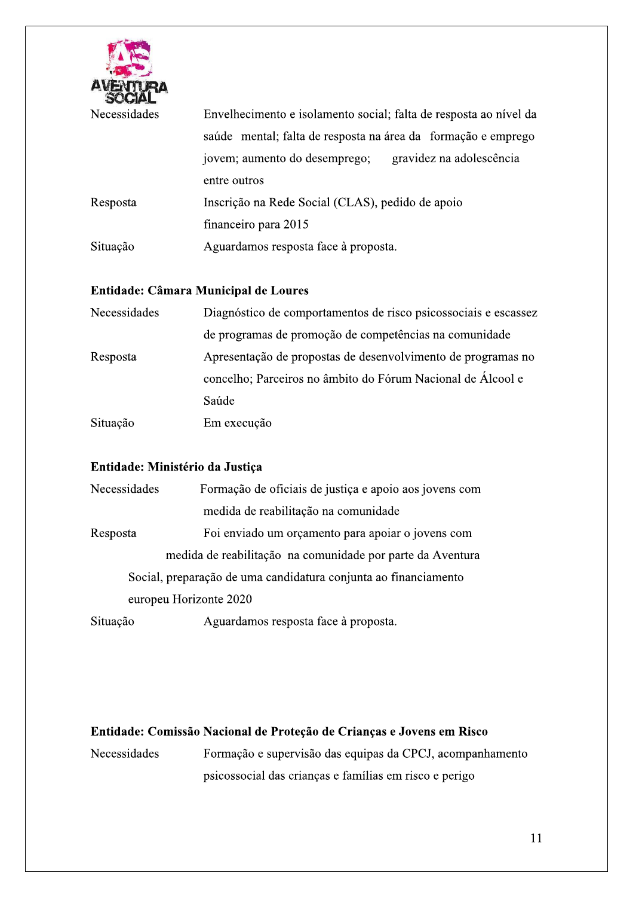| | |
|---|---|
| Necessidades | Envelhecimento e isolamento social; falta de resposta ao nível da saúde mental; falta de resposta na área da formação e emprego jovem; aumento do desemprego; gravidez na adolescência entre outros |
| Resposta | Inscrição na Rede Social (CLAS), pedido de apoio financeiro para 2015 |
| Situação | Aguardamos resposta face à proposta. |

**Entidade: Câmara Municipal de Loures**

| | |
|---|---|
| Necessidades | Diagnóstico de comportamentos de risco psicossociais e escassez de programas de promoção de competências na comunidade |
| Resposta | Apresentação de propostas de desenvolvimento de programas no concelho; Parceiros no âmbito do Fórum Nacional de Álcool e Saúde |
| Situação | Em execução |

**Entidade: Ministério da Justiça**

| | |
|---|---|
| Necessidades | Formação de oficiais de justiça e apoio aos jovens com medida de reabilitação na comunidade |
| Resposta | Foi enviado um orçamento para apoiar o jovens com medida de reabilitação na comunidade por parte da Aventura Social, preparação de uma candidatura conjunta ao financiamento europeu Horizonte 2020 |
| Situação | Aguardamos resposta face à proposta. |

**Entidade: Comissão Nacional de Proteção de Crianças e Jovens em Risco**

| | |
|---|---|
| Necessidades | Formação e supervisão das equipas da CPCJ, acompanhamento psicossocial das crianças e famílias em risco e perigo |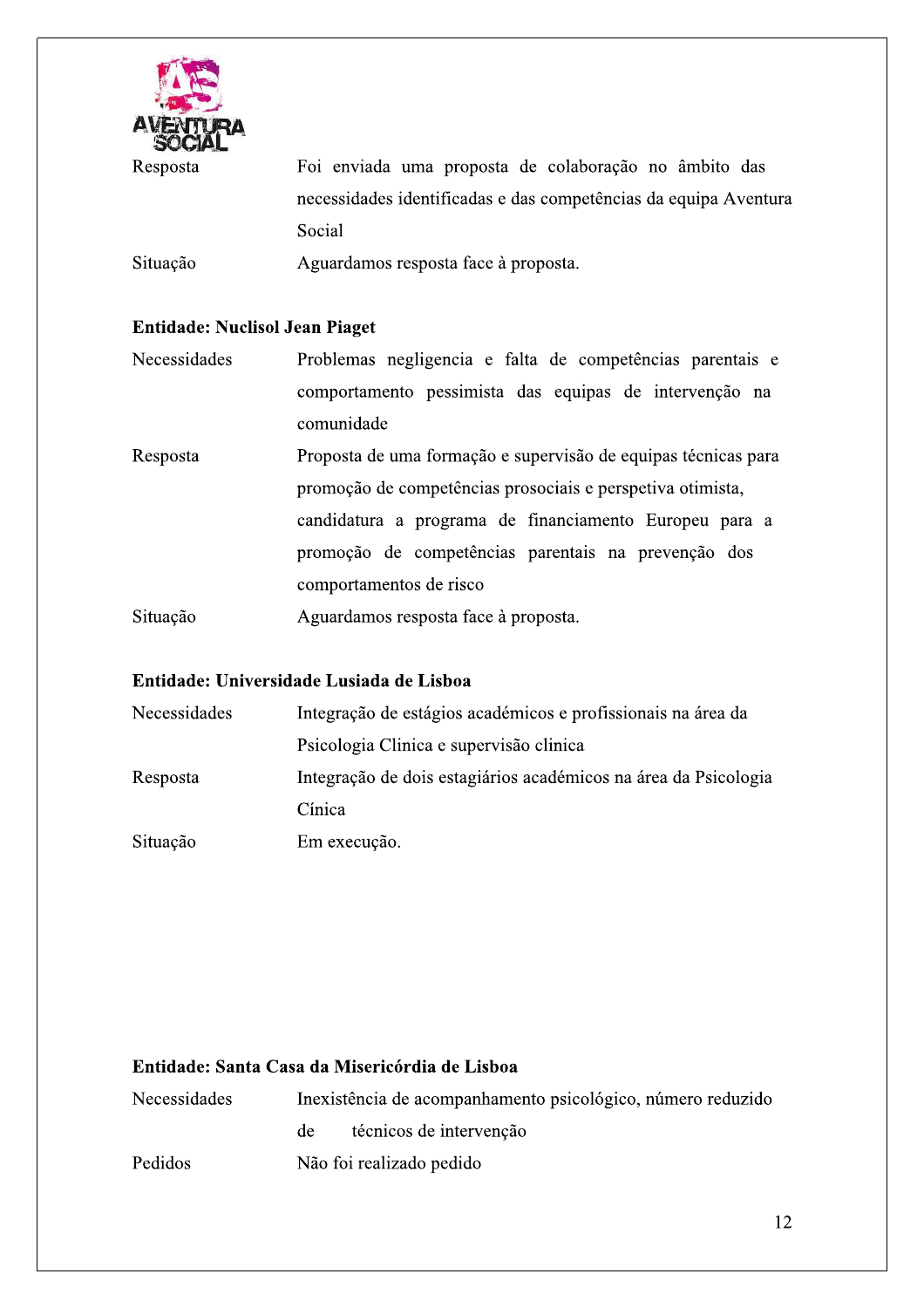| | |
|---|---|
| Resposta | Foi enviada uma proposta de colaboração no âmbito das necessidades identificadas e das competências da equipa Aventura Social |
| Situação | Aguardamos resposta face à proposta. |

**Entidade: Nuclisol Jean Piaget**

| | |
|---|---|
| Necessidades | Problemas negligencia e falta de competências parentais e comportamento pessimista das equipas de intervenção na comunidade |
| Resposta | Proposta de uma formação e supervisão de equipas técnicas para promoção de competências prosociais e perspetiva otimista, candidatura a programa de financiamento Europeu para a promoção de competências parentais na prevenção dos comportamentos de risco |
| Situação | Aguardamos resposta face à proposta. |

**Entidade: Universidade Lusiada de Lisboa**

| | |
|---|---|
| Necessidades | Integração de estágios académicos e profissionais na área da Psicologia Clinica e supervisão clinica |
| Resposta | Integração de dois estagiários académicos na área da Psicologia Cínica |
| Situação | Em execução. |

**Entidade: Santa Casa da Misericórdia de Lisboa**

| | |
|---|---|
| Necessidades | Inexistência de acompanhamento psicológico, número reduzido de técnicos de intervenção |
| Pedidos | Não foi realizado pedido |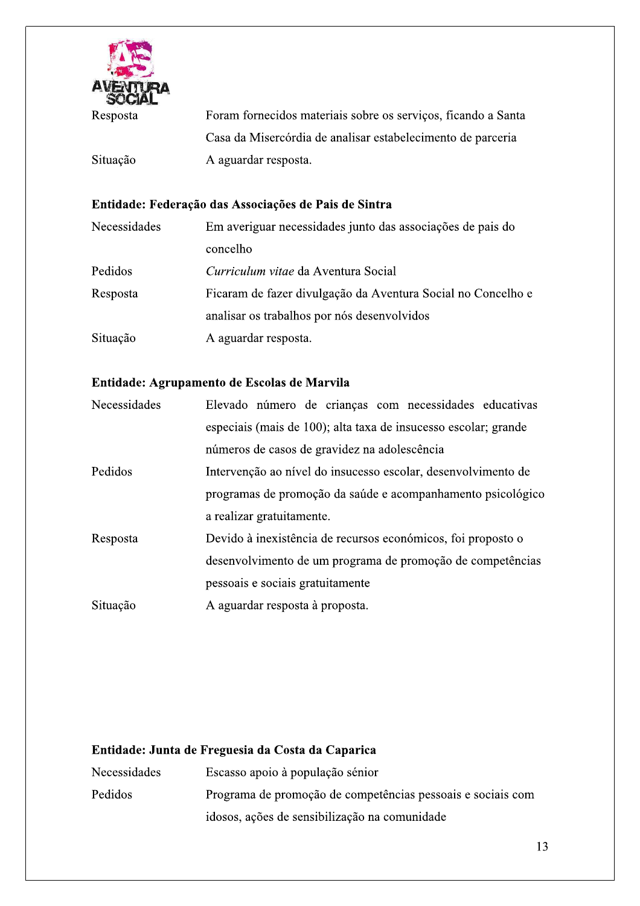| | |
|---|---|
| Resposta | Foram fornecidos materiais sobre os serviços, ficando a Santa Casa da Misercórdia de analisar estabelecimento de parceria |
| Situação | A aguardar resposta. |

**Entidade: Federação das Associações de Pais de Sintra**

| | |
|---|---|
| Necessidades | Em averiguar necessidades junto das associações de pais do concelho |
| Pedidos | *Curriculum vitae* da Aventura Social |
| Resposta | Ficaram de fazer divulgação da Aventura Social no Concelho e analisar os trabalhos por nós desenvolvidos |
| Situação | A aguardar resposta. |

**Entidade: Agrupamento de Escolas de Marvila**

| | |
|---|---|
| Necessidades | Elevado número de crianças com necessidades educativas especiais (mais de 100); alta taxa de insucesso escolar; grande números de casos de gravidez na adolescência |
| Pedidos | Intervenção ao nível do insucesso escolar, desenvolvimento de programas de promoção da saúde e acompanhamento psicológico a realizar gratuitamente. |
| Resposta | Devido à inexistência de recursos económicos, foi proposto o desenvolvimento de um programa de promoção de competências pessoais e sociais gratuitamente |
| Situação | A aguardar resposta à proposta. |

**Entidade: Junta de Freguesia da Costa da Caparica**

| | |
|---|---|
| Necessidades | Escasso apoio à população sénior |
| Pedidos | Programa de promoção de competências pessoais e sociais com idosos, ações de sensibilização na comunidade |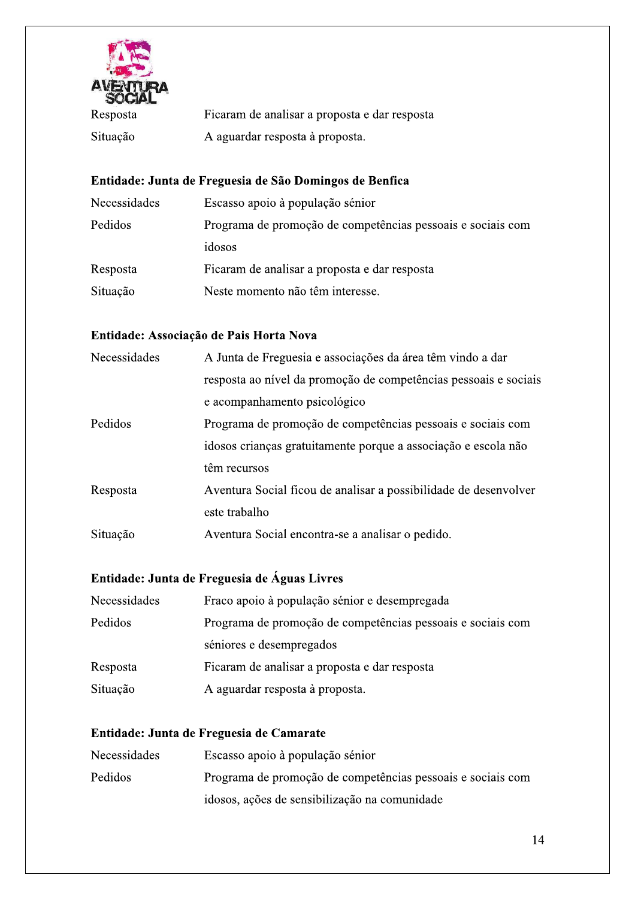| | |
|---|---|
| Resposta | Ficaram de analisar a proposta e dar resposta |
| Situação | A aguardar resposta à proposta. |

**Entidade: Junta de Freguesia de São Domingos de Benfica**

| | |
|---|---|
| Necessidades | Escasso apoio à população sénior |
| Pedidos | Programa de promoção de competências pessoais e sociais com idosos |
| Resposta | Ficaram de analisar a proposta e dar resposta |
| Situação | Neste momento não têm interesse. |

**Entidade: Associação de Pais Horta Nova**

| | |
|---|---|
| Necessidades | A Junta de Freguesia e associações da área têm vindo a dar resposta ao nível da promoção de competências pessoais e sociais e acompanhamento psicológico |
| Pedidos | Programa de promoção de competências pessoais e sociais com idosos crianças gratuitamente porque a associação e escola não têm recursos |
| Resposta | Aventura Social ficou de analisar a possibilidade de desenvolver este trabalho |
| Situação | Aventura Social encontra-se a analisar o pedido. |

**Entidade: Junta de Freguesia de Águas Livres**

| | |
|---|---|
| Necessidades | Fraco apoio à população sénior e desempregada |
| Pedidos | Programa de promoção de competências pessoais e sociais com séniores e desempregados |
| Resposta | Ficaram de analisar a proposta e dar resposta |
| Situação | A aguardar resposta à proposta. |

**Entidade: Junta de Freguesia de Camarate**

| | |
|---|---|
| Necessidades | Escasso apoio à população sénior |
| Pedidos | Programa de promoção de competências pessoais e sociais com idosos, ações de sensibilização na comunidade |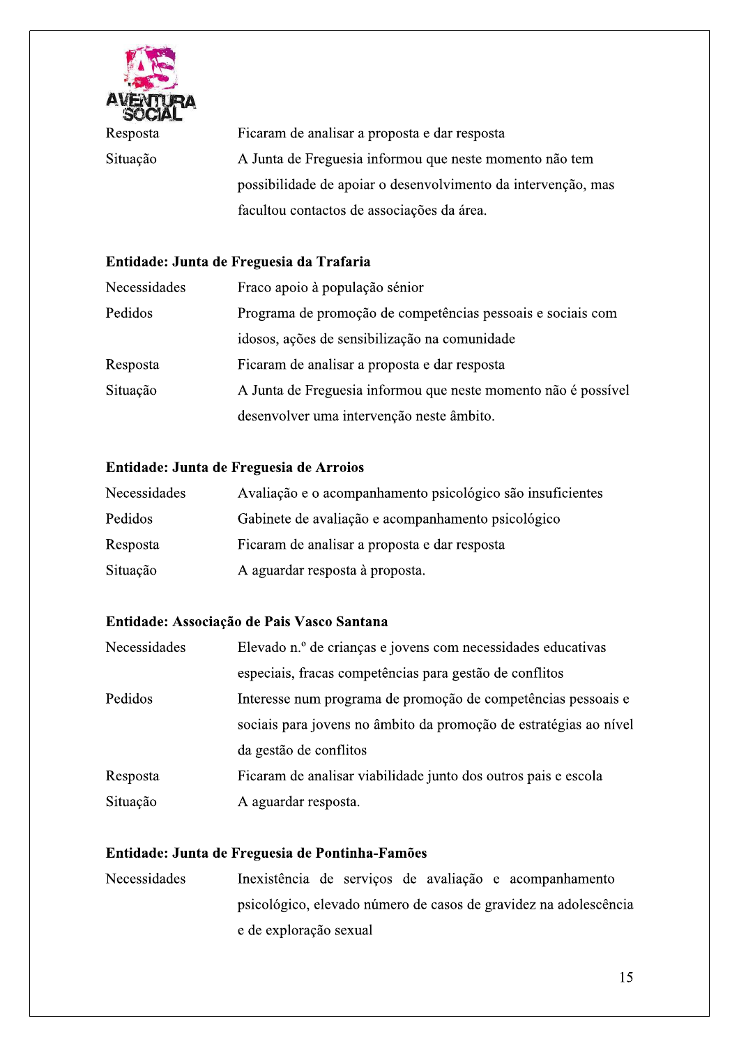| | |
|---|---|
| Resposta | Ficaram de analisar a proposta e dar resposta |
| Situação | A Junta de Freguesia informou que neste momento não tem possibilidade de apoiar o desenvolvimento da intervenção, mas facultou contactos de associações da área. |

**Entidade: Junta de Freguesia da Trafaria**

| | |
|---|---|
| Necessidades | Fraco apoio à população sénior |
| Pedidos | Programa de promoção de competências pessoais e sociais com idosos, ações de sensibilização na comunidade |
| Resposta | Ficaram de analisar a proposta e dar resposta |
| Situação | A Junta de Freguesia informou que neste momento não é possível desenvolver uma intervenção neste âmbito. |

**Entidade: Junta de Freguesia de Arroios**

| | |
|---|---|
| Necessidades | Avaliação e o acompanhamento psicológico são insuficientes |
| Pedidos | Gabinete de avaliação e acompanhamento psicológico |
| Resposta | Ficaram de analisar a proposta e dar resposta |
| Situação | A aguardar resposta à proposta. |

**Entidade: Associação de Pais Vasco Santana**

| | |
|---|---|
| Necessidades | Elevado n.º de crianças e jovens com necessidades educativas especiais, fracas competências para gestão de conflitos |
| Pedidos | Interesse num programa de promoção de competências pessoais e sociais para jovens no âmbito da promoção de estratégias ao nível da gestão de conflitos |
| Resposta | Ficaram de analisar viabilidade junto dos outros pais e escola |
| Situação | A aguardar resposta. |

**Entidade: Junta de Freguesia de Pontinha-Famões**

| | |
|---|---|
| Necessidades | Inexistência de serviços de avaliação e acompanhamento psicológico, elevado número de casos de gravidez na adolescência e de exploração sexual |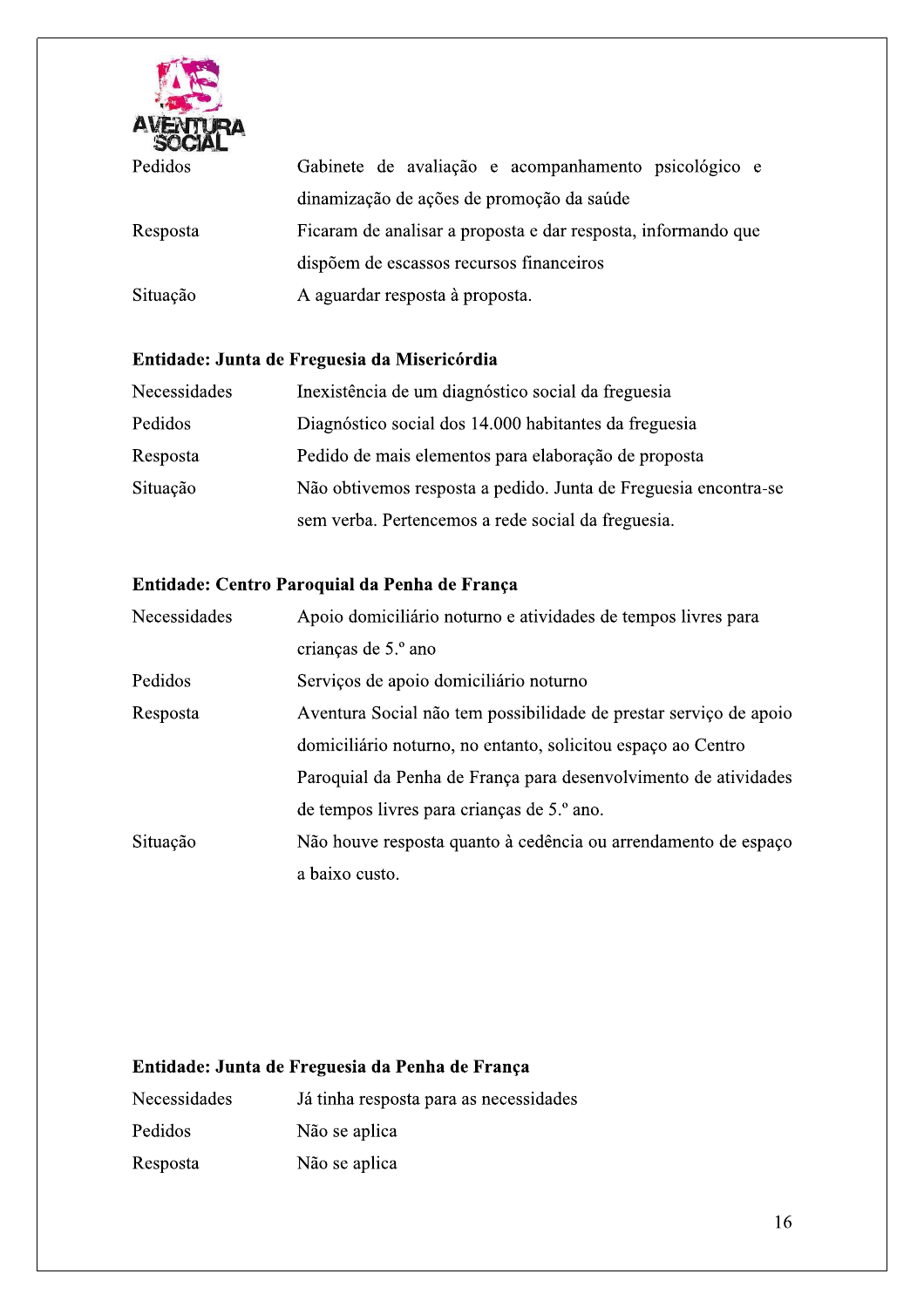| | |
|---|---|
| Pedidos | Gabinete de avaliação e acompanhamento psicológico e dinamização de ações de promoção da saúde |
| Resposta | Ficaram de analisar a proposta e dar resposta, informando que dispõem de escassos recursos financeiros |
| Situação | A aguardar resposta à proposta. |

**Entidade: Junta de Freguesia da Misericórdia**

| | |
|---|---|
| Necessidades | Inexistência de um diagnóstico social da freguesia |
| Pedidos | Diagnóstico social dos 14.000 habitantes da freguesia |
| Resposta | Pedido de mais elementos para elaboração de proposta |
| Situação | Não obtivemos resposta a pedido. Junta de Freguesia encontra-se sem verba. Pertencemos a rede social da freguesia. |

**Entidade: Centro Paroquial da Penha de França**

| | |
|---|---|
| Necessidades | Apoio domiciliário noturno e atividades de tempos livres para crianças de 5.º ano |
| Pedidos | Serviços de apoio domiciliário noturno |
| Resposta | Aventura Social não tem possibilidade de prestar serviço de apoio domiciliário noturno, no entanto, solicitou espaço ao Centro Paroquial da Penha de França para desenvolvimento de atividades de tempos livres para crianças de 5.º ano. |
| Situação | Não houve resposta quanto à cedência ou arrendamento de espaço a baixo custo. |

**Entidade: Junta de Freguesia da Penha de França**

| | |
|---|---|
| Necessidades | Já tinha resposta para as necessidades |
| Pedidos | Não se aplica |
| Resposta | Não se aplica |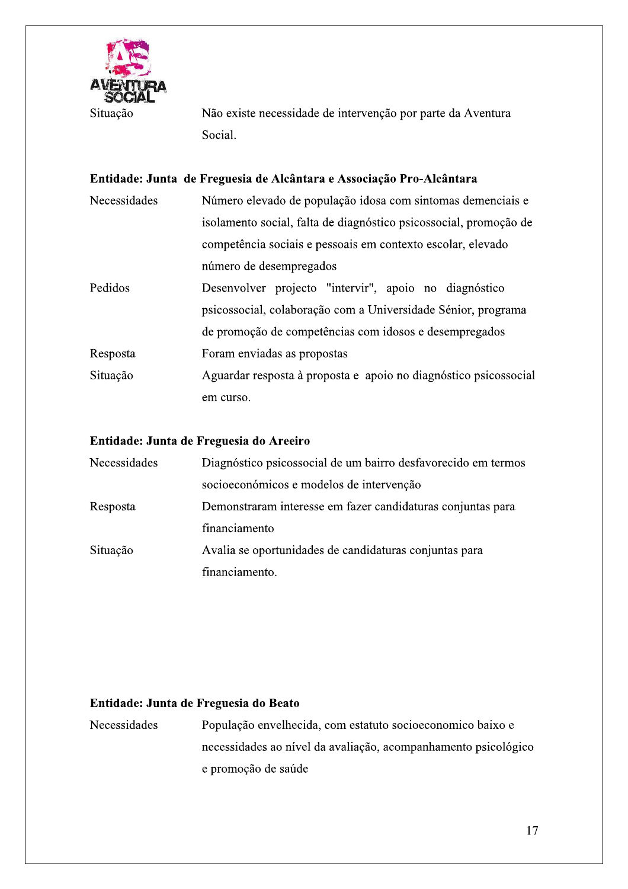| | |
|---|---|
| Situação | Não existe necessidade de intervenção por parte da Aventura Social. |

**Entidade: Junta de Freguesia de Alcântara e Associação Pro-Alcântara**

| | |
|---|---|
| Necessidades | Número elevado de população idosa com sintomas demenciais e isolamento social, falta de diagnóstico psicossocial, promoção de competência sociais e pessoais em contexto escolar, elevado número de desempregados |
| Pedidos | Desenvolver projecto "intervir", apoio no diagnóstico psicossocial, colaboração com a Universidade Sénior, programa de promoção de competências com idosos e desempregados |
| Resposta | Foram enviadas as propostas |
| Situação | Aguardar resposta à proposta e apoio no diagnóstico psicossocial em curso. |

**Entidade: Junta de Freguesia do Areeiro**

| | |
|---|---|
| Necessidades | Diagnóstico psicossocial de um bairro desfavorecido em termos socioeconómicos e modelos de intervenção |
| Resposta | Demonstraram interesse em fazer candidaturas conjuntas para financiamento |
| Situação | Avalia se oportunidades de candidaturas conjuntas para financiamento. |

**Entidade: Junta de Freguesia do Beato**

| | |
|---|---|
| Necessidades | População envelhecida, com estatuto socioeconomico baixo e necessidades ao nível da avaliação, acompanhamento psicológico e promoção de saúde |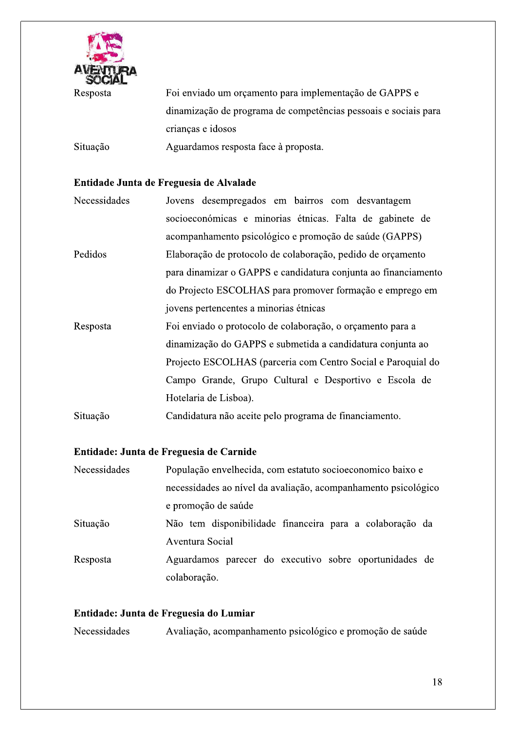| | |
|---|---|
| Resposta | Foi enviado um orçamento para implementação de GAPPS e dinamização de programa de competências pessoais e sociais para crianças e idosos |
| Situação | Aguardamos resposta face à proposta. |

**Entidade Junta de Freguesia de Alvalade**

| | |
|---|---|
| Necessidades | Jovens desempregados em bairros com desvantagem socioeconómicas e minorias étnicas. Falta de gabinete de acompanhamento psicológico e promoção de saúde (GAPPS) |
| Pedidos | Elaboração de protocolo de colaboração, pedido de orçamento para dinamizar o GAPPS e candidatura conjunta ao financiamento do Projecto ESCOLHAS para promover formação e emprego em jovens pertencentes a minorias étnicas |
| Resposta | Foi enviado o protocolo de colaboração, o orçamento para a dinamização do GAPPS e submetida a candidatura conjunta ao Projecto ESCOLHAS (parceria com Centro Social e Paroquial do Campo Grande, Grupo Cultural e Desportivo e Escola de Hotelaria de Lisboa). |
| Situação | Candidatura não aceite pelo programa de financiamento. |

**Entidade: Junta de Freguesia de Carnide**

| | |
|---|---|
| Necessidades | População envelhecida, com estatuto socioeconomico baixo e necessidades ao nível da avaliação, acompanhamento psicológico e promoção de saúde |
| Situação | Não tem disponibilidade financeira para a colaboração da Aventura Social |
| Resposta | Aguardamos parecer do executivo sobre oportunidades de colaboração. |

**Entidade: Junta de Freguesia do Lumiar**

| | |
|---|---|
| Necessidades | Avaliação, acompanhamento psicológico e promoção de saúde |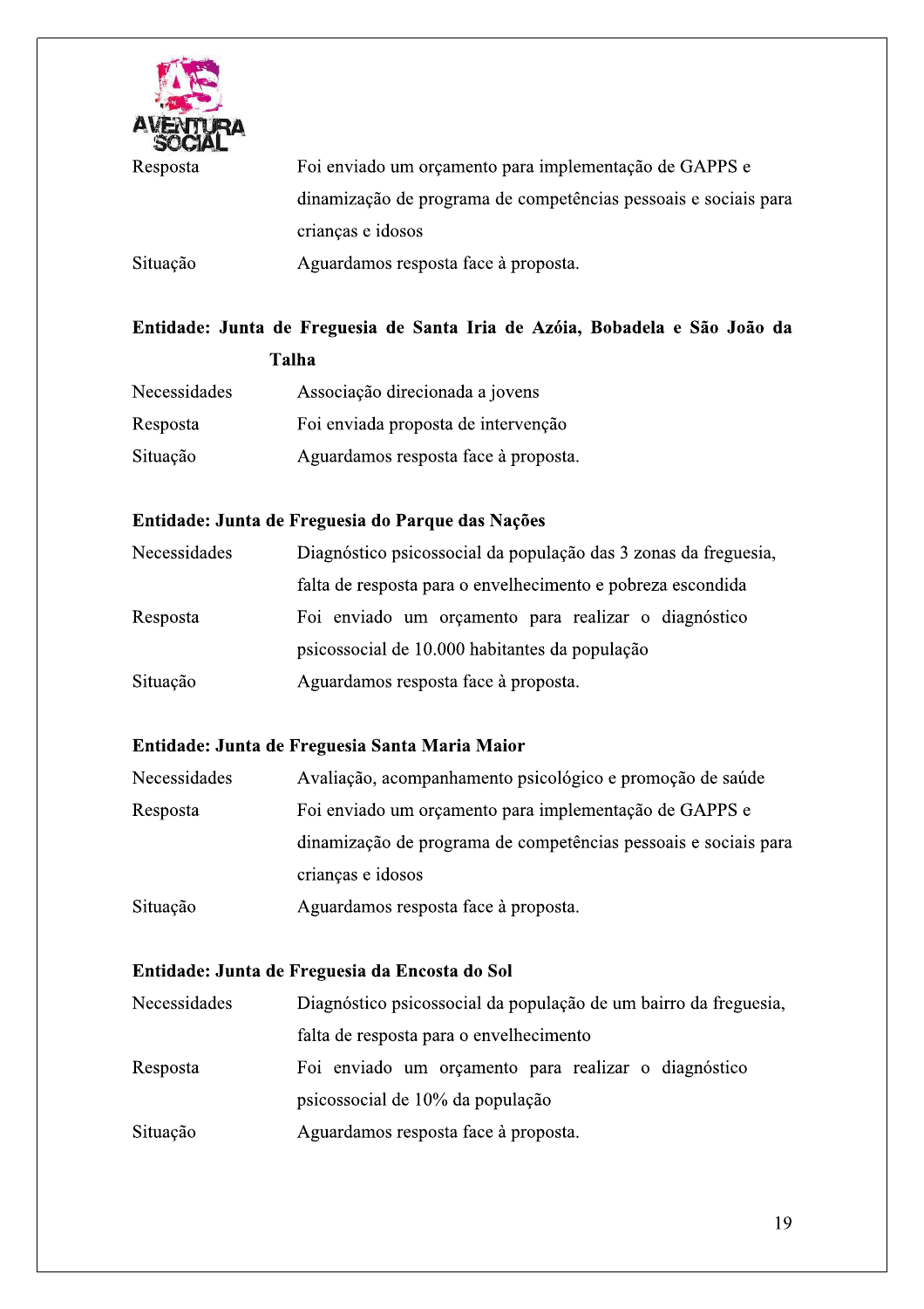| | |
|---|---|
| Resposta | Foi enviado um orçamento para implementação de GAPPS e dinamização de programa de competências pessoais e sociais para crianças e idosos |
| Situação | Aguardamos resposta face à proposta. |

**Entidade: Junta de Freguesia de Santa Iria de Azóia, Bobadela e São João da Talha**

| | |
|---|---|
| Necessidades | Associação direcionada a jovens |
| Resposta | Foi enviada proposta de intervenção |
| Situação | Aguardamos resposta face à proposta. |

**Entidade: Junta de Freguesia do Parque das Nações**

| | |
|---|---|
| Necessidades | Diagnóstico psicossocial da população das 3 zonas da freguesia, falta de resposta para o envelhecimento e pobreza escondida |
| Resposta | Foi enviado um orçamento para realizar o diagnóstico psicossocial de 10.000 habitantes da população |
| Situação | Aguardamos resposta face à proposta. |

**Entidade: Junta de Freguesia Santa Maria Maior**

| | |
|---|---|
| Necessidades | Avaliação, acompanhamento psicológico e promoção de saúde |
| Resposta | Foi enviado um orçamento para implementação de GAPPS e dinamização de programa de competências pessoais e sociais para crianças e idosos |
| Situação | Aguardamos resposta face à proposta. |

**Entidade: Junta de Freguesia da Encosta do Sol**

| | |
|---|---|
| Necessidades | Diagnóstico psicossocial da população de um bairro da freguesia, falta de resposta para o envelhecimento |
| Resposta | Foi enviado um orçamento para realizar o diagnóstico psicossocial de 10% da população |
| Situação | Aguardamos resposta face à proposta. |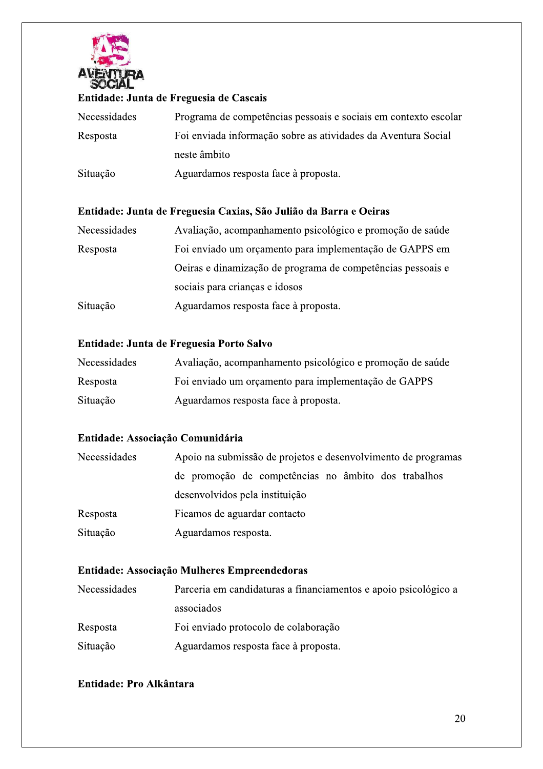**Entidade: Junta de Freguesia de Cascais**

| | |
|---|---|
| Necessidades | Programa de competências pessoais e sociais em contexto escolar |
| Resposta | Foi enviada informação sobre as atividades da Aventura Social neste âmbito |
| Situação | Aguardamos resposta face à proposta. |

**Entidade: Junta de Freguesia Caxias, São Julião da Barra e Oeiras**

| | |
|---|---|
| Necessidades | Avaliação, acompanhamento psicológico e promoção de saúde |
| Resposta | Foi enviado um orçamento para implementação de GAPPS em Oeiras e dinamização de programa de competências pessoais e sociais para crianças e idosos |
| Situação | Aguardamos resposta face à proposta. |

**Entidade: Junta de Freguesia Porto Salvo**

| | |
|---|---|
| Necessidades | Avaliação, acompanhamento psicológico e promoção de saúde |
| Resposta | Foi enviado um orçamento para implementação de GAPPS |
| Situação | Aguardamos resposta face à proposta. |

**Entidade: Associação Comunidária**

| | |
|---|---|
| Necessidades | Apoio na submissão de projetos e desenvolvimento de programas de promoção de competências no âmbito dos trabalhos desenvolvidos pela instituição |
| Resposta | Ficamos de aguardar contacto |
| Situação | Aguardamos resposta. |

**Entidade: Associação Mulheres Empreendedoras**

| | |
|---|---|
| Necessidades | Parceria em candidaturas a financiamentos e apoio psicológico a associados |
| Resposta | Foi enviado protocolo de colaboração |
| Situação | Aguardamos resposta face à proposta. |

**Entidade: Pro Alkântara**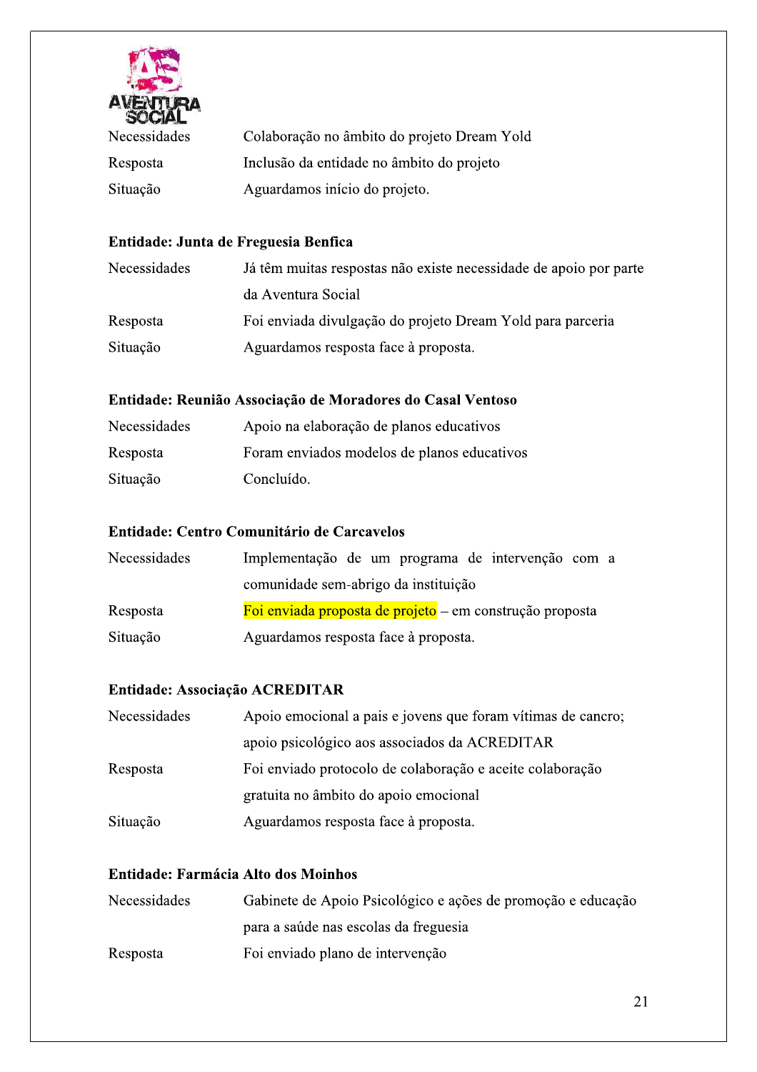| | |
|---|---|
| Necessidades | Colaboração no âmbito do projeto Dream Yold |
| Resposta | Inclusão da entidade no âmbito do projeto |
| Situação | Aguardamos início do projeto. |

**Entidade: Junta de Freguesia Benfica**

| | |
|---|---|
| Necessidades | Já têm muitas respostas não existe necessidade de apoio por parte da Aventura Social |
| Resposta | Foi enviada divulgação do projeto Dream Yold para parceria |
| Situação | Aguardamos resposta face à proposta. |

**Entidade: Reunião Associação de Moradores do Casal Ventoso**

| | |
|---|---|
| Necessidades | Apoio na elaboração de planos educativos |
| Resposta | Foram enviados modelos de planos educativos |
| Situação | Concluído. |

**Entidade: Centro Comunitário de Carcavelos**

| | |
|---|---|
| Necessidades | Implementação de um programa de intervenção com a comunidade sem-abrigo da instituição |
| Resposta | Foi enviada proposta de projeto – em construção proposta |
| Situação | Aguardamos resposta face à proposta. |

**Entidade: Associação ACREDITAR**

| | |
|---|---|
| Necessidades | Apoio emocional a pais e jovens que foram vítimas de cancro; apoio psicológico aos associados da ACREDITAR |
| Resposta | Foi enviado protocolo de colaboração e aceite colaboração gratuita no âmbito do apoio emocional |
| Situação | Aguardamos resposta face à proposta. |

**Entidade: Farmácia Alto dos Moinhos**

| | |
|---|---|
| Necessidades | Gabinete de Apoio Psicológico e ações de promoção e educação para a saúde nas escolas da freguesia |
| Resposta | Foi enviado plano de intervenção |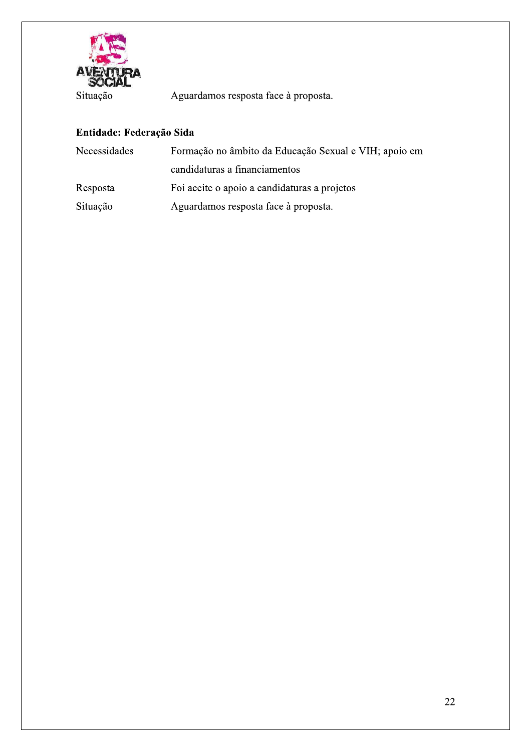| | |
|---|---|
| Situação | Aguardamos resposta face à proposta. |

**Entidade: Federação Sida**

| | |
|---|---|
| Necessidades | Formação no âmbito da Educação Sexual e VIH; apoio em candidaturas a financiamentos |
| Resposta | Foi aceite o apoio a candidaturas a projetos |
| Situação | Aguardamos resposta face à proposta. |